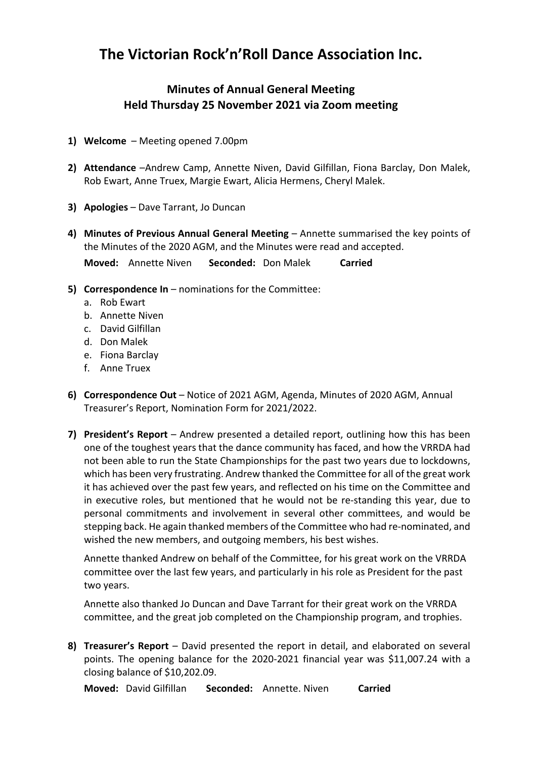# The Victorian Rock'n'Roll Dance Association Inc.

## Minutes of Annual General Meeting
## Held Thursday 25 November 2021 via Zoom meeting

1) **Welcome** – Meeting opened 7.00pm

2) **Attendance** –Andrew Camp, Annette Niven, David Gilfillan, Fiona Barclay, Don Malek, Rob Ewart, Anne Truex, Margie Ewart, Alicia Hermens, Cheryl Malek.

3) **Apologies** – Dave Tarrant, Jo Duncan

4) **Minutes of Previous Annual General Meeting** – Annette summarised the key points of the Minutes of the 2020 AGM, and the Minutes were read and accepted.

   **Moved:** Annette Niven **Seconded:** Don Malek **Carried**

5) **Correspondence In** – nominations for the Committee:
   a. Rob Ewart
   b. Annette Niven
   c. David Gilfillan
   d. Don Malek
   e. Fiona Barclay
   f. Anne Truex

6) **Correspondence Out** – Notice of 2021 AGM, Agenda, Minutes of 2020 AGM, Annual Treasurer's Report, Nomination Form for 2021/2022.

7) **President's Report** – Andrew presented a detailed report, outlining how this has been one of the toughest years that the dance community has faced, and how the VRRDA had not been able to run the State Championships for the past two years due to lockdowns, which has been very frustrating. Andrew thanked the Committee for all of the great work it has achieved over the past few years, and reflected on his time on the Committee and in executive roles, but mentioned that he would not be re-standing this year, due to personal commitments and involvement in several other committees, and would be stepping back. He again thanked members of the Committee who had re-nominated, and wished the new members, and outgoing members, his best wishes.

   Annette thanked Andrew on behalf of the Committee, for his great work on the VRRDA committee over the last few years, and particularly in his role as President for the past two years.

   Annette also thanked Jo Duncan and Dave Tarrant for their great work on the VRRDA committee, and the great job completed on the Championship program, and trophies.

8) **Treasurer's Report** – David presented the report in detail, and elaborated on several points. The opening balance for the 2020-2021 financial year was $11,007.24 with a closing balance of $10,202.09.

   **Moved:** David Gilfillan **Seconded:** Annette. Niven **Carried**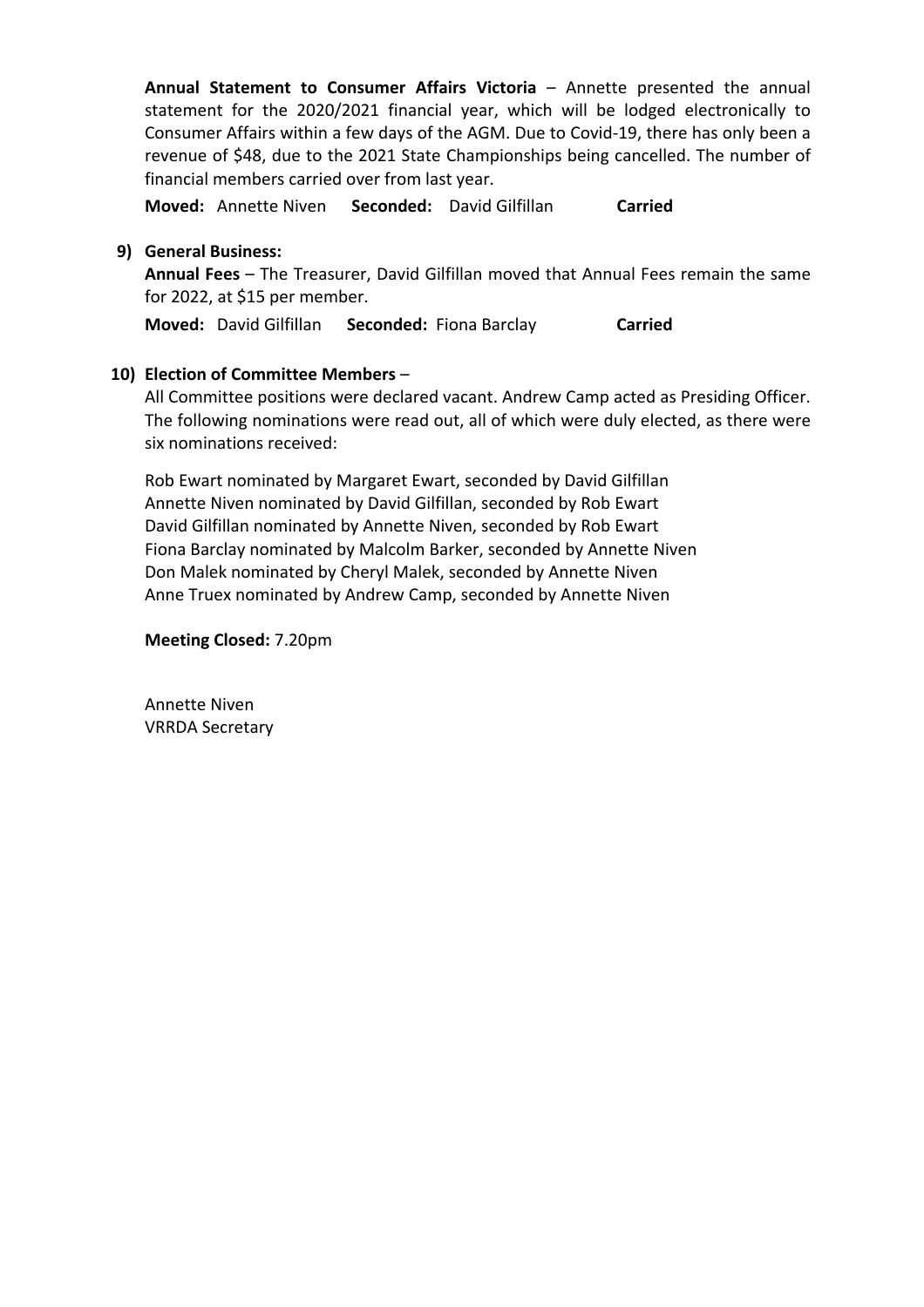**Annual Statement to Consumer Affairs Victoria** – Annette presented the annual statement for the 2020/2021 financial year, which will be lodged electronically to Consumer Affairs within a few days of the AGM. Due to Covid-19, there has only been a revenue of $48, due to the 2021 State Championships being cancelled. The number of financial members carried over from last year.

**Moved:** Annette Niven **Seconded:** David Gilfillan **Carried**

9) **General Business:**

**Annual Fees** – The Treasurer, David Gilfillan moved that Annual Fees remain the same for 2022, at $15 per member.

**Moved:** David Gilfillan **Seconded:** Fiona Barclay **Carried**

10) **Election of Committee Members** –

All Committee positions were declared vacant. Andrew Camp acted as Presiding Officer. The following nominations were read out, all of which were duly elected, as there were six nominations received:

Rob Ewart nominated by Margaret Ewart, seconded by David Gilfillan
Annette Niven nominated by David Gilfillan, seconded by Rob Ewart
David Gilfillan nominated by Annette Niven, seconded by Rob Ewart
Fiona Barclay nominated by Malcolm Barker, seconded by Annette Niven
Don Malek nominated by Cheryl Malek, seconded by Annette Niven
Anne Truex nominated by Andrew Camp, seconded by Annette Niven

**Meeting Closed:** 7.20pm

Annette Niven
VRRDA Secretary